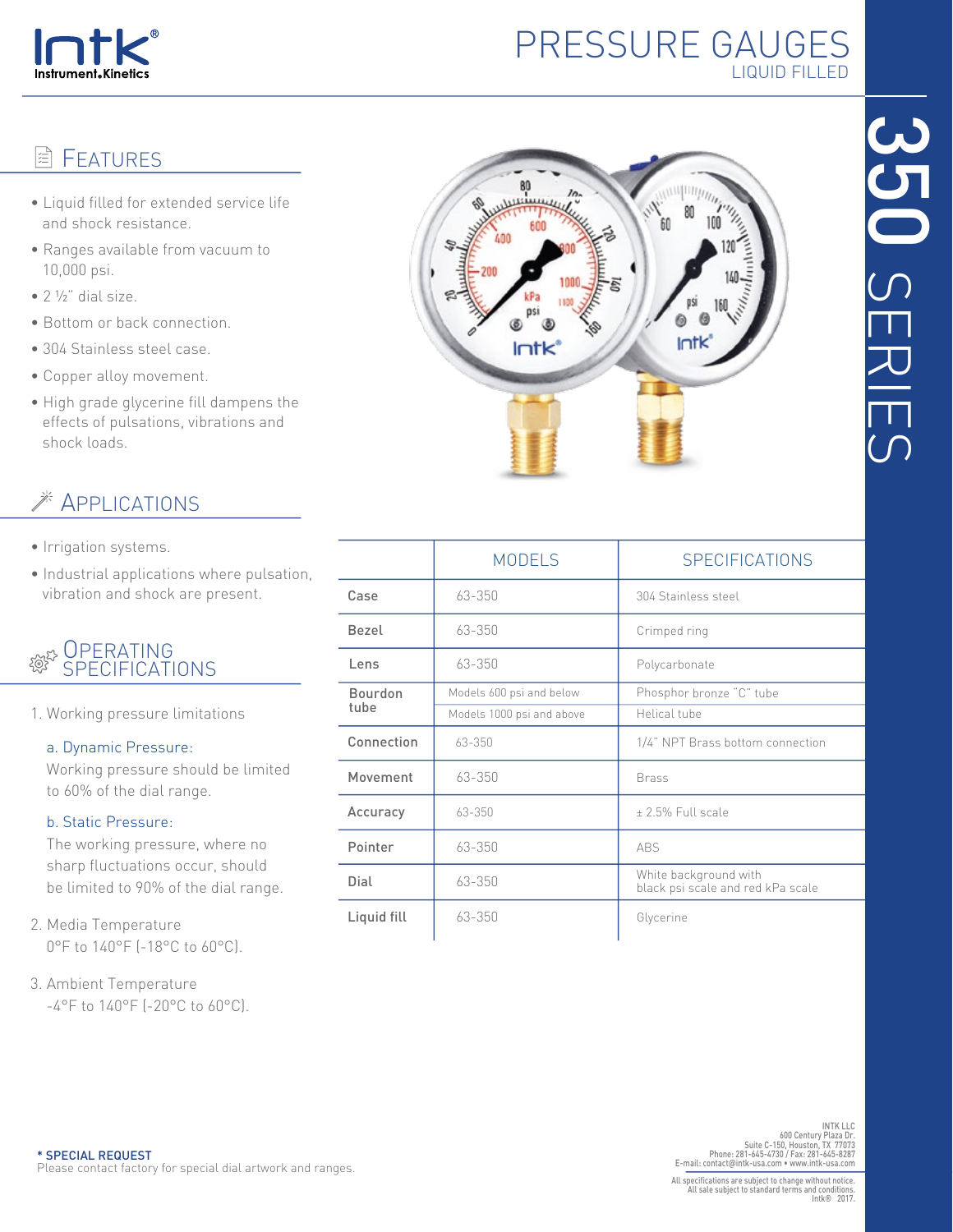# PRESSURE GAUGES

LIQUID FILLED

350 SERIES

## FEATURES

- Liquid filled for extended service life and shock resistance.
- Ranges available from vacuum to 10,000 psi.
- 2 ½" dial size.
- Bottom or back connection.
- 304 Stainless steel case.
- Copper alloy movement.
- High grade glycerine fill dampens the effects of pulsations, vibrations and shock loads.

## APPLICATIONS

- Irrigation systems.
- Industrial applications where pulsation, vibration and shock are present.

## OPERATING SPECIFICATIONS

1. Working pressure limitations

   a. Dynamic Pressure:
   Working pressure should be limited to 60% of the dial range.

   b. Static Pressure:
   The working pressure, where no sharp fluctuations occur, should be limited to 90% of the dial range.

2. Media Temperature
   0°F to 140°F (-18°C to 60°C).

3. Ambient Temperature
   -4°F to 140°F (-20°C to 60°C).

| | MODELS | SPECIFICATIONS |
|---|---|---|
| Case | 63-350 | 304 Stainless steel |
| Bezel | 63-350 | Crimped ring |
| Lens | 63-350 | Polycarbonate |
| Bourdon tube | Models 600 psi and below | Phosphor bronze "C" tube |
| | Models 1000 psi and above | Helical tube |
| Connection | 63-350 | 1/4" NPT Brass bottom connection |
| Movement | 63-350 | Brass |
| Accuracy | 63-350 | ± 2.5% Full scale |
| Pointer | 63-350 | ABS |
| Dial | 63-350 | White background with black psi scale and red kPa scale |
| Liquid fill | 63-350 | Glycerine |

**\* SPECIAL REQUEST**
Please contact factory for special dial artwork and ranges.

INTK LLC
600 Century Plaza Dr.
Suite C-150, Houston, TX 77073
Phone: 281-645-4730 / Fax: 281-645-8287
E-mail: contact@intk-usa.com • www.intk-usa.com

All specifications are subject to change without notice.
All sale subject to standard terms and conditions.
Intk® 2017.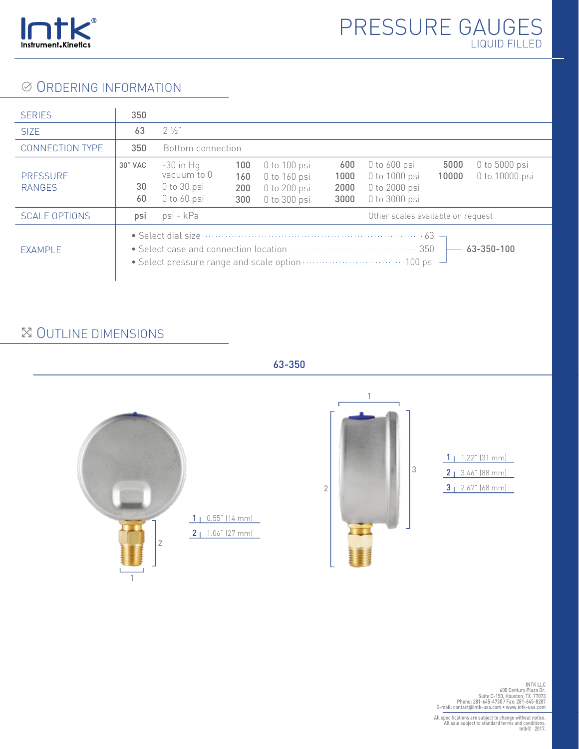# PRESSURE GAUGES

LIQUID FILLED

## ORDERING INFORMATION

| | | | | | | | | |
|---|---|---|---|---|---|---|---|---|
| SERIES | 350 | | | | | | | |
| SIZE | 63 | 2 ½" | | | | | | |
| CONNECTION TYPE | 350 | Bottom connection | | | | | | |
| PRESSURE RANGES | 30" VAC | -30 in Hg vacuum to 0 | 100 | 0 to 100 psi | 600 | 0 to 600 psi | 5000 | 0 to 5000 psi |
| | | | 160 | 0 to 160 psi | 1000 | 0 to 1000 psi | 10000 | 0 to 10000 psi |
| | 30 | 0 to 30 psi | 200 | 0 to 200 psi | 2000 | 0 to 2000 psi | | |
| | 60 | 0 to 60 psi | 300 | 0 to 300 psi | 3000 | 0 to 3000 psi | | |
| SCALE OPTIONS | psi | psi - kPa | | | Other scales available on request | | | |

EXAMPLE

- Select dial size ............ 63
- Select case and connection location ............ 350
- Select pressure range and scale option ............ 100 psi

→ 63-350-100

## OUTLINE DIMENSIONS

### 63-350

1 | 0.55" (14 mm)
2 | 1.06" (27 mm)

1 | 1.22" (31 mm)
2 | 3.46" (88 mm)
3 | 2.67" (68 mm)

INTK LLC
600 Century Plaza Dr.
Suite C-150, Houston, TX 77073
Phone: 281-645-4730 / Fax: 281-645-8287
E-mail: contact@intk-usa.com • www.intk-usa.com

All specifications are subject to change without notice.
All sale subject to standard terms and conditions.
Intk® 2017.